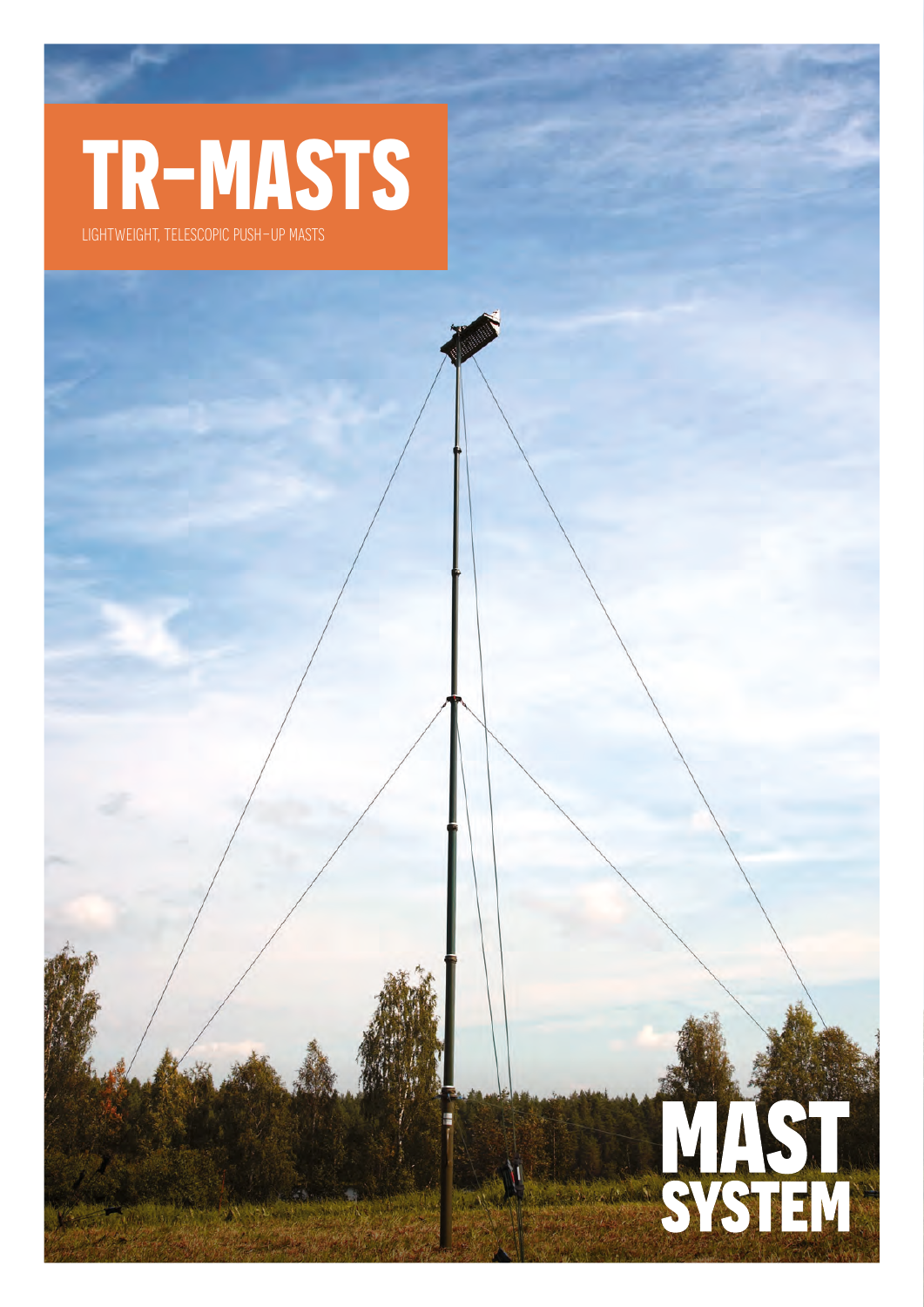# TR-MASTS

LIGHTWEIGHT, TELESCOPIC PUSH-UP MASTS

MAST SYSTEM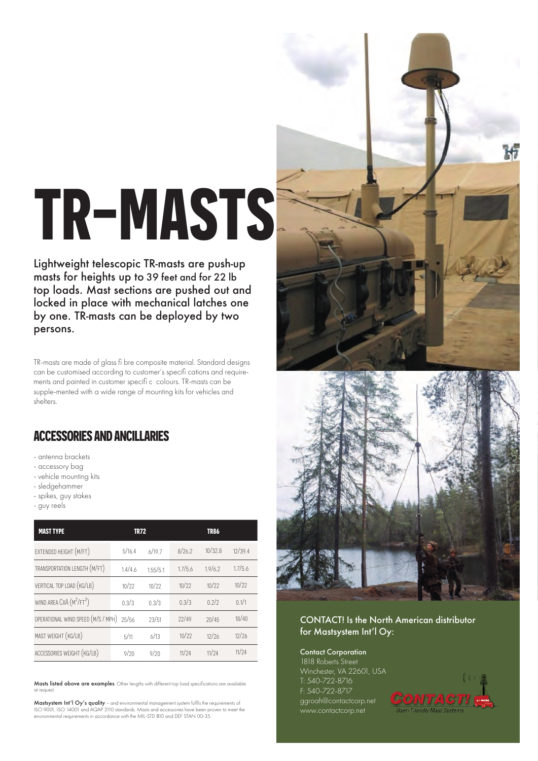# TR-MASTS

Lightweight telescopic TR-masts are push-up masts for heights up to 39 feet and for 22 lb top loads. Mast sections are pushed out and locked in place with mechanical latches one by one. TR-masts can be deployed by two persons.

TR-masts are made of glass fi bre composite material. Standard designs can be customised according to customer's specifi cations and require-ments and painted in customer specifi c colours. TR-masts can be supple-mented with a wide range of mounting kits for vehicles and shelters.

## ACCESSORIES AND ANCILLARIES

- antenna brackets
- accessory bag
- vehicle mounting kits
- sledgehammer
- spikes, guy stakes
- guy reels

| MAST TYPE | TR72 | | TR86 | | |
|---|---|---|---|---|---|
| EXTENDED HEIGHT (M/FT) | 5/16.4 | 6/19.7 | 8/26.2 | 10/32.8 | 12/39.4 |
| TRANSPORTATION LENGTH (M/FT) | 1.4/4.6 | 1.55/5.1 | 1.7/5.6 | 1.9/6.2 | 1.7/5.6 |
| VERTICAL TOP LOAD (KG/LB) | 10/22 | 10/22 | 10/22 | 10/22 | 10/22 |
| WIND AREA CXA (M$^2$/FT$^2$) | 0.3/3 | 0.3/3 | 0.3/3 | 0.2/2 | 0.1/1 |
| OPERATIONAL WIND SPEED (M/S / MPH) | 25/56 | 23/51 | 22/49 | 20/45 | 18/40 |
| MAST WEIGHT (KG/LB) | 5/11 | 6/13 | 10/22 | 12/26 | 12/26 |
| ACCESSORIES WEIGHT (KG/LB) | 9/20 | 9/20 | 11/24 | 11/24 | 11/24 |

**Masts listed above are examples**. Other lengths with different top load specifications are available at request.

**Mastsystem Int'l Oy's quality** – and environmental management system fulfils the requirements of ISO 9001, ISO 14001 and AQAP 2110 standards. Masts and accessories have been proven to meet the environmental requirements in accordance with the MIL-STD 810 and DEF STAN 00-35.

CONTACT! Is the North American distributor for Mastsystem Int'l Oy:

**Contact Corporation**
1818 Roberts Street
Winchester, VA 22601, USA
T: 540-722-8716
F: 540-722-8717
ggroah@contactcorp.net
www.contactcorp.net

CONTACT! User-Friendly Mast Systems